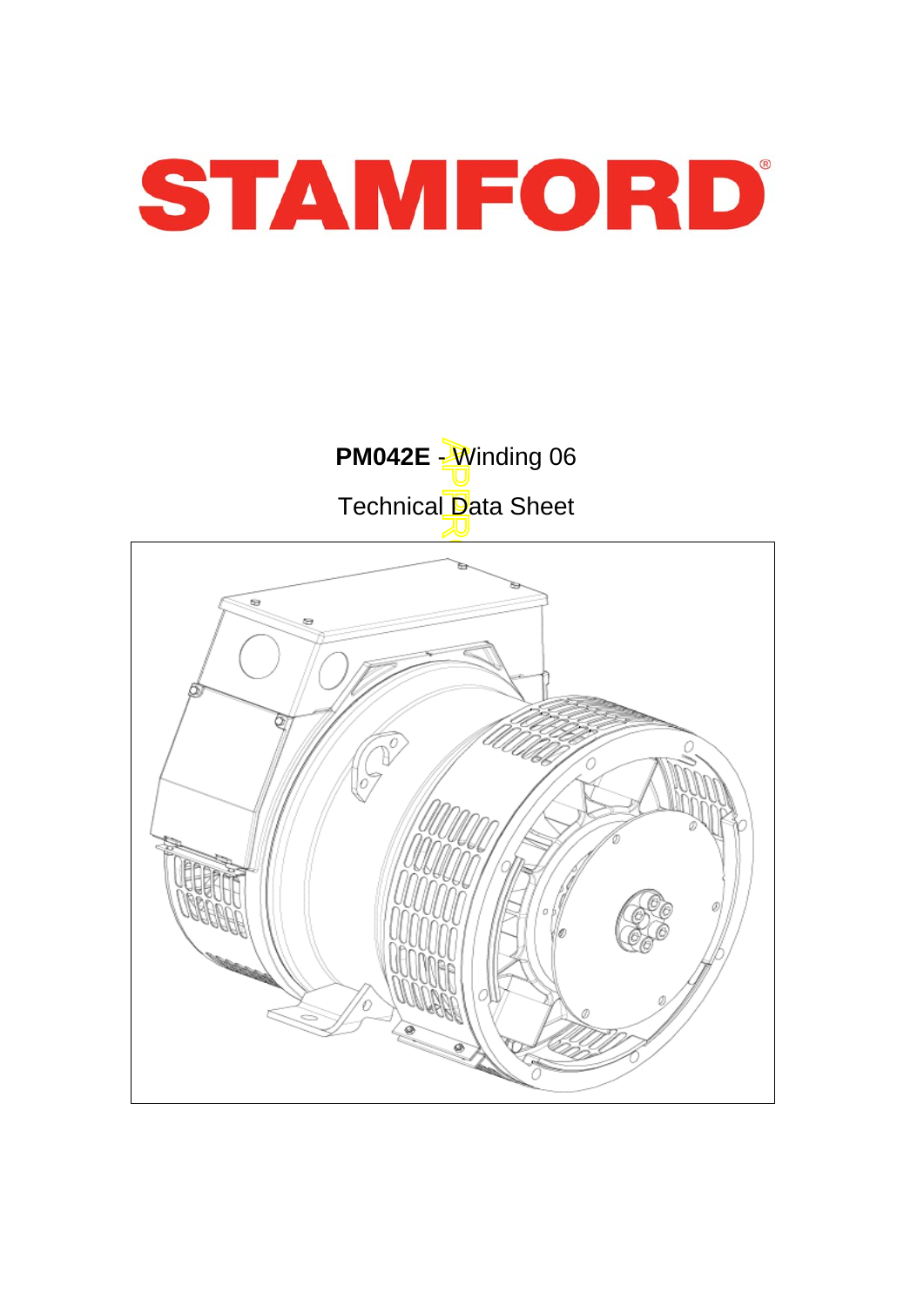# STAMFORD

**PM042E** - Winding 06

Technical Data Sheet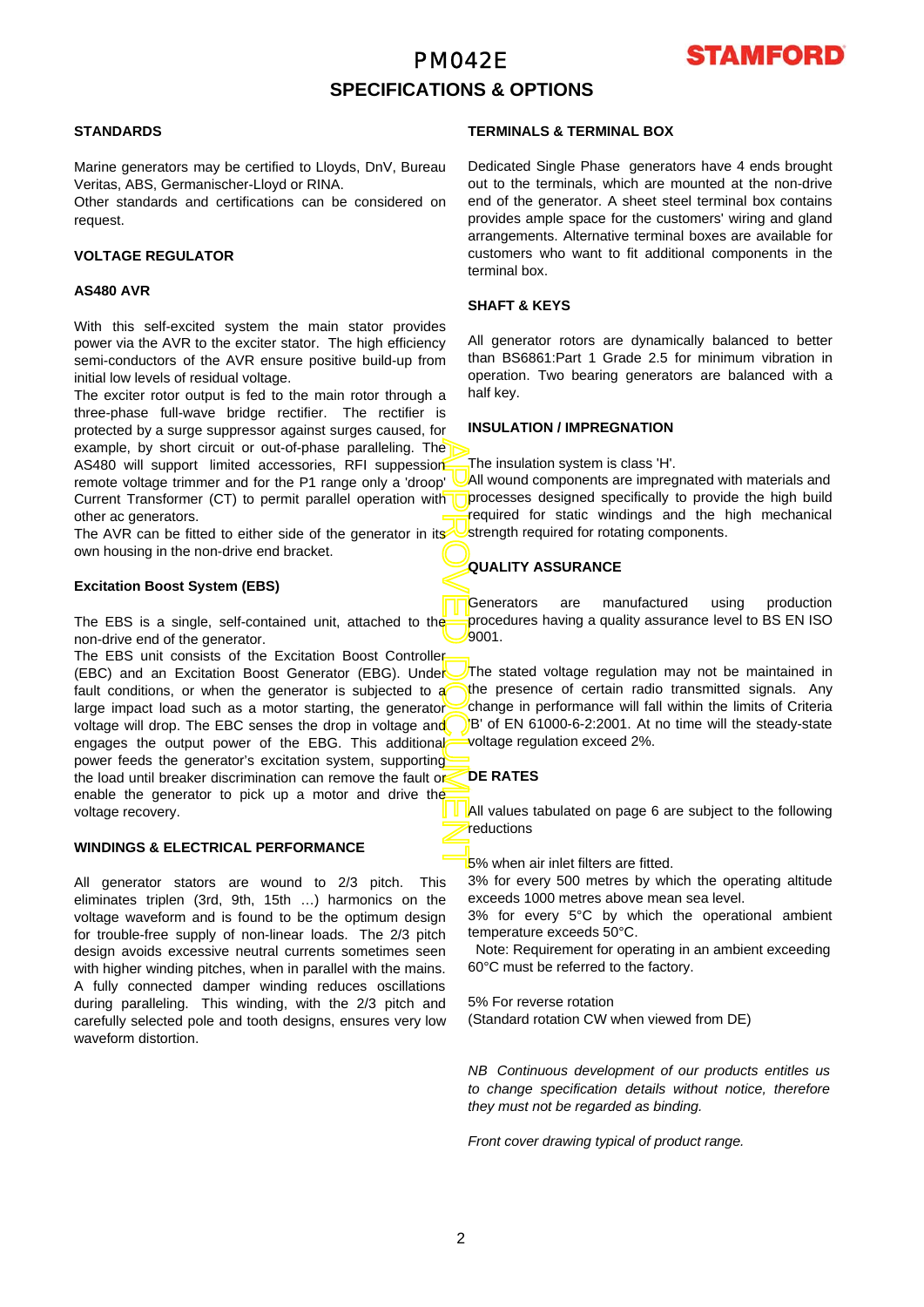# PM042E

## SPECIFICATIONS & OPTIONS

### STANDARDS

Marine generators may be certified to Lloyds, DnV, Bureau Veritas, ABS, Germanischer-Lloyd or RINA.
Other standards and certifications can be considered on request.

### VOLTAGE REGULATOR

### AS480 AVR

With this self-excited system the main stator provides power via the AVR to the exciter stator. The high efficiency semi-conductors of the AVR ensure positive build-up from initial low levels of residual voltage.
The exciter rotor output is fed to the main rotor through a three-phase full-wave bridge rectifier. The rectifier is protected by a surge suppressor against surges caused, for example, by short circuit or out-of-phase paralleling. The AS480 will support limited accessories, RFI suppession remote voltage trimmer and for the P1 range only a 'droop' Current Transformer (CT) to permit parallel operation with other ac generators.
The AVR can be fitted to either side of the generator in its own housing in the non-drive end bracket.

### Excitation Boost System (EBS)

The EBS is a single, self-contained unit, attached to the non-drive end of the generator.
The EBS unit consists of the Excitation Boost Controller (EBC) and an Excitation Boost Generator (EBG). Under fault conditions, or when the generator is subjected to a large impact load such as a motor starting, the generator voltage will drop. The EBC senses the drop in voltage and engages the output power of the EBG. This additional power feeds the generator's excitation system, supporting the load until breaker discrimination can remove the fault or enable the generator to pick up a motor and drive the voltage recovery.

### WINDINGS & ELECTRICAL PERFORMANCE

All generator stators are wound to 2/3 pitch. This eliminates triplen (3rd, 9th, 15th …) harmonics on the voltage waveform and is found to be the optimum design for trouble-free supply of non-linear loads. The 2/3 pitch design avoids excessive neutral currents sometimes seen with higher winding pitches, when in parallel with the mains. A fully connected damper winding reduces oscillations during paralleling. This winding, with the 2/3 pitch and carefully selected pole and tooth designs, ensures very low waveform distortion.

### TERMINALS & TERMINAL BOX

Dedicated Single Phase generators have 4 ends brought out to the terminals, which are mounted at the non-drive end of the generator. A sheet steel terminal box contains provides ample space for the customers' wiring and gland arrangements. Alternative terminal boxes are available for customers who want to fit additional components in the terminal box.

### SHAFT & KEYS

All generator rotors are dynamically balanced to better than BS6861:Part 1 Grade 2.5 for minimum vibration in operation. Two bearing generators are balanced with a half key.

### INSULATION / IMPREGNATION

The insulation system is class 'H'.
All wound components are impregnated with materials and processes designed specifically to provide the high build required for static windings and the high mechanical strength required for rotating components.

### QUALITY ASSURANCE

Generators are manufactured using production procedures having a quality assurance level to BS EN ISO 9001.

The stated voltage regulation may not be maintained in the presence of certain radio transmitted signals. Any change in performance will fall within the limits of Criteria 'B' of EN 61000-6-2:2001. At no time will the steady-state voltage regulation exceed 2%.

### DE RATES

All values tabulated on page 6 are subject to the following reductions

5% when air inlet filters are fitted.
3% for every 500 metres by which the operating altitude exceeds 1000 metres above mean sea level.
3% for every 5°C by which the operational ambient temperature exceeds 50°C.
Note: Requirement for operating in an ambient exceeding 60°C must be referred to the factory.

5% For reverse rotation
(Standard rotation CW when viewed from DE)

*NB Continuous development of our products entitles us to change specification details without notice, therefore they must not be regarded as binding.*

*Front cover drawing typical of product range.*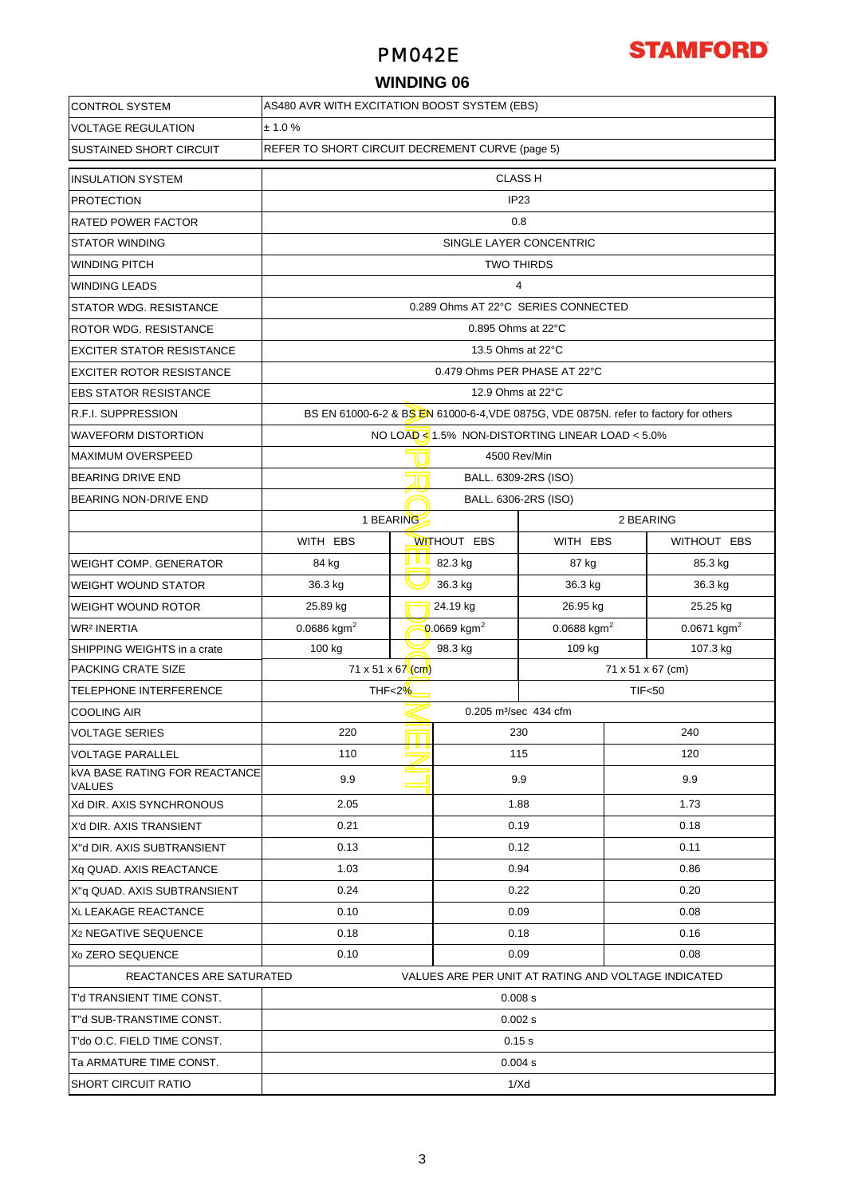# PM042E

## WINDING 06

| | | | | |
|---|---|---|---|---|
| CONTROL SYSTEM | AS480 AVR WITH EXCITATION BOOST SYSTEM (EBS) | | | |
| VOLTAGE REGULATION | ± 1.0 % | | | |
| SUSTAINED SHORT CIRCUIT | REFER TO SHORT CIRCUIT DECREMENT CURVE (page 5) | | | |

| | | | | |
|---|---|---|---|---|
| INSULATION SYSTEM | CLASS H | | | |
| PROTECTION | IP23 | | | |
| RATED POWER FACTOR | 0.8 | | | |
| STATOR WINDING | SINGLE LAYER CONCENTRIC | | | |
| WINDING PITCH | TWO THIRDS | | | |
| WINDING LEADS | 4 | | | |
| STATOR WDG. RESISTANCE | 0.289 Ohms AT 22°C SERIES CONNECTED | | | |
| ROTOR WDG. RESISTANCE | 0.895 Ohms at 22°C | | | |
| EXCITER STATOR RESISTANCE | 13.5 Ohms at 22°C | | | |
| EXCITER ROTOR RESISTANCE | 0.479 Ohms PER PHASE AT 22°C | | | |
| EBS STATOR RESISTANCE | 12.9 Ohms at 22°C | | | |
| R.F.I. SUPPRESSION | BS EN 61000-6-2 & BS EN 61000-6-4,VDE 0875G, VDE 0875N. refer to factory for others | | | |
| WAVEFORM DISTORTION | NO LOAD < 1.5% NON-DISTORTING LINEAR LOAD < 5.0% | | | |
| MAXIMUM OVERSPEED | 4500 Rev/Min | | | |
| BEARING DRIVE END | BALL. 6309-2RS (ISO) | | | |
| BEARING NON-DRIVE END | BALL. 6306-2RS (ISO) | | | |
| | 1 BEARING | | 2 BEARING | |
| | WITH EBS | WITHOUT EBS | WITH EBS | WITHOUT EBS |
| WEIGHT COMP. GENERATOR | 84 kg | 82.3 kg | 87 kg | 85.3 kg |
| WEIGHT WOUND STATOR | 36.3 kg | 36.3 kg | 36.3 kg | 36.3 kg |
| WEIGHT WOUND ROTOR | 25.89 kg | 24.19 kg | 26.95 kg | 25.25 kg |
| WR² INERTIA | 0.0686 kgm² | 0.0669 kgm² | 0.0688 kgm² | 0.0671 kgm² |
| SHIPPING WEIGHTS in a crate | 100 kg | 98.3 kg | 109 kg | 107.3 kg |
| PACKING CRATE SIZE | 71 x 51 x 67 (cm) | | 71 x 51 x 67 (cm) | |
| TELEPHONE INTERFERENCE | THF<2% | | TIF<50 | |
| COOLING AIR | 0.205 m³/sec 434 cfm | | | |

| | | | |
|---|---|---|---|
| VOLTAGE SERIES | 220 | 230 | 240 |
| VOLTAGE PARALLEL | 110 | 115 | 120 |
| kVA BASE RATING FOR REACTANCE VALUES | 9.9 | 9.9 | 9.9 |
| Xd DIR. AXIS SYNCHRONOUS | 2.05 | 1.88 | 1.73 |
| X'd DIR. AXIS TRANSIENT | 0.21 | 0.19 | 0.18 |
| X''d DIR. AXIS SUBTRANSIENT | 0.13 | 0.12 | 0.11 |
| Xq QUAD. AXIS REACTANCE | 1.03 | 0.94 | 0.86 |
| X''q QUAD. AXIS SUBTRANSIENT | 0.24 | 0.22 | 0.20 |
| $X_L$ LEAKAGE REACTANCE | 0.10 | 0.09 | 0.08 |
| $X_2$ NEGATIVE SEQUENCE | 0.18 | 0.18 | 0.16 |
| $X_0$ ZERO SEQUENCE | 0.10 | 0.09 | 0.08 |
| REACTANCES ARE SATURATED | VALUES ARE PER UNIT AT RATING AND VOLTAGE INDICATED | | |
| T'd TRANSIENT TIME CONST. | 0.008 s | | |
| T''d SUB-TRANSTIME CONST. | 0.002 s | | |
| T'do O.C. FIELD TIME CONST. | 0.15 s | | |
| Ta ARMATURE TIME CONST. | 0.004 s | | |
| SHORT CIRCUIT RATIO | 1/Xd | | |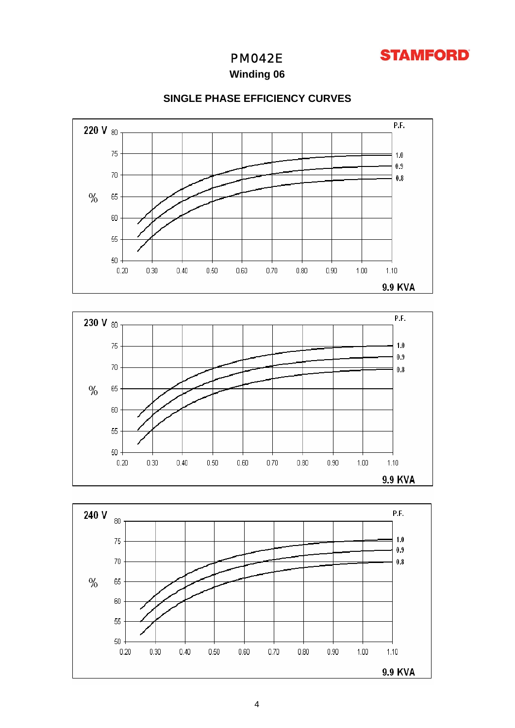# PM042E

**STAMFORD**

**Winding 06**

## SINGLE PHASE EFFICIENCY CURVES

**220 V**

% (50–80) vs. 0.20–1.10 × 9.9 KVA

P.F.: 1.0, 0.9, 0.8

**230 V**

% (50–80) vs. 0.20–1.10 × 9.9 KVA

P.F.: 1.0, 0.9, 0.8

**240 V**

% (50–80) vs. 0.20–1.10 × 9.9 KVA

P.F.: 1.0, 0.9, 0.8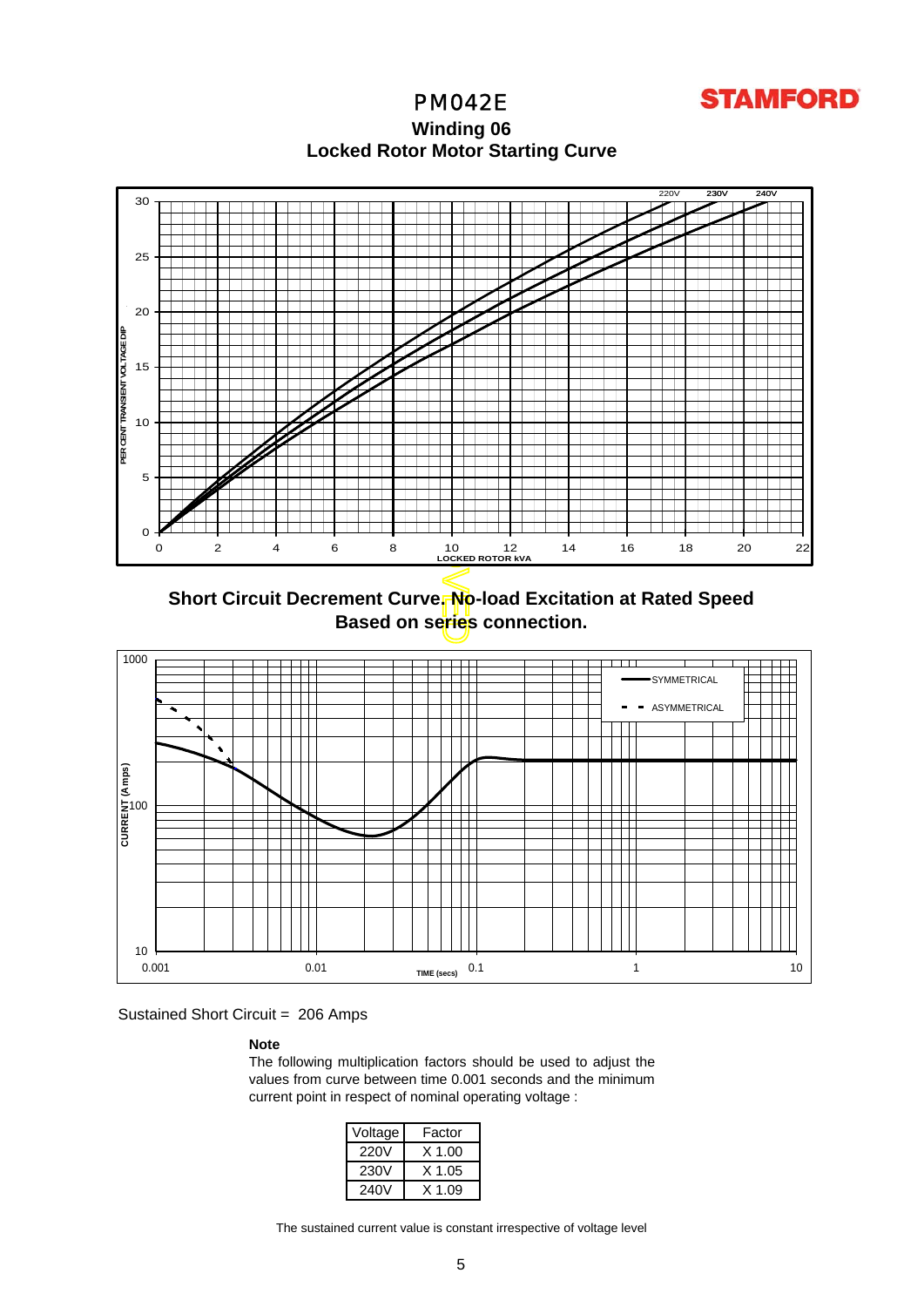# PM042E

**STAMFORD**

## Winding 06

## Locked Rotor Motor Starting Curve

## Short Circuit Decrement Curve. No-load Excitation at Rated Speed Based on series connection.

Sustained Short Circuit = 206 Amps

**Note**

The following multiplication factors should be used to adjust the values from curve between time 0.001 seconds and the minimum current point in respect of nominal operating voltage :

| Voltage | Factor |
|---|---|
| 220V | X 1.00 |
| 230V | X 1.05 |
| 240V | X 1.09 |

The sustained current value is constant irrespective of voltage level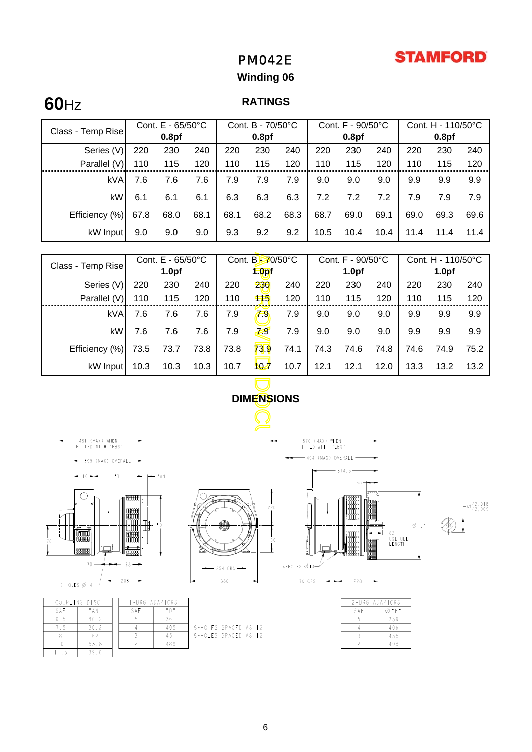# PM042E

**STAMFORD**

## Winding 06

**60**Hz

### RATINGS

| Class - Temp Rise | Cont. E - 65/50°C 0.8pf | | | Cont. B - 70/50°C 0.8pf | | | Cont. F - 90/50°C 0.8pf | | | Cont. H - 110/50°C 0.8pf | | |
|---|---|---|---|---|---|---|---|---|---|---|---|---|
| Series (V) | 220 | 230 | 240 | 220 | 230 | 240 | 220 | 230 | 240 | 220 | 230 | 240 |
| Parallel (V) | 110 | 115 | 120 | 110 | 115 | 120 | 110 | 115 | 120 | 110 | 115 | 120 |
| kVA | 7.6 | 7.6 | 7.6 | 7.9 | 7.9 | 7.9 | 9.0 | 9.0 | 9.0 | 9.9 | 9.9 | 9.9 |
| kW | 6.1 | 6.1 | 6.1 | 6.3 | 6.3 | 6.3 | 7.2 | 7.2 | 7.2 | 7.9 | 7.9 | 7.9 |
| Efficiency (%) | 67.8 | 68.0 | 68.1 | 68.1 | 68.2 | 68.3 | 68.7 | 69.0 | 69.1 | 69.0 | 69.3 | 69.6 |
| kW Input | 9.0 | 9.0 | 9.0 | 9.3 | 9.2 | 9.2 | 10.5 | 10.4 | 10.4 | 11.4 | 11.4 | 11.4 |

| Class - Temp Rise | Cont. E - 65/50°C 1.0pf | | | Cont. B - 70/50°C 1.0pf | | | Cont. F - 90/50°C 1.0pf | | | Cont. H - 110/50°C 1.0pf | | |
|---|---|---|---|---|---|---|---|---|---|---|---|---|
| Series (V) | 220 | 230 | 240 | 220 | 230 | 240 | 220 | 230 | 240 | 220 | 230 | 240 |
| Parallel (V) | 110 | 115 | 120 | 110 | 115 | 120 | 110 | 115 | 120 | 110 | 115 | 120 |
| kVA | 7.6 | 7.6 | 7.6 | 7.9 | 7.9 | 7.9 | 9.0 | 9.0 | 9.0 | 9.9 | 9.9 | 9.9 |
| kW | 7.6 | 7.6 | 7.6 | 7.9 | 7.9 | 7.9 | 9.0 | 9.0 | 9.0 | 9.9 | 9.9 | 9.9 |
| Efficiency (%) | 73.5 | 73.7 | 73.8 | 73.8 | 73.9 | 74.1 | 74.3 | 74.6 | 74.8 | 74.6 | 74.9 | 75.2 |
| kW Input | 10.3 | 10.3 | 10.3 | 10.7 | 10.7 | 10.7 | 12.1 | 12.1 | 12.0 | 13.3 | 13.2 | 13.2 |

### DIMENSIONS

481 (MAX) WHEN FITTED WITH 'EBS'
399 (MAX) OVERALL
116 "B" "AN" "D"
178 70 168 203
2-HOLES Ø14

220 160 254 CRS 386

576 (MAX) WHEN FITTED WITH 'EBS'
494 (MAX) OVERALL
314.5 65
Ø"E" 82 USEFULL LENGTH
4-HOLES Ø14 70 CRS 228
Ø 42.018 / 42.009

| COUPLING DISC | |
|---|---|
| SAE | "AN" |
| 6.5 | 30.2 |
| 7.5 | 30.2 |
| 8 | 62 |
| 10 | 53.8 |
| 11.5 | 39.6 |

| 1-BRG ADAPTORS | |
|---|---|
| SAE | "D" |
| 5 | 361 |
| 4 | 405 |
| 3 | 451 |
| 2 | 489 |

8-HOLES SPACED AS 12
8-HOLES SPACED AS 12

| 2-BRG ADAPTORS | |
|---|---|
| SAE | Ø "E" |
| 5 | 359 |
| 4 | 406 |
| 3 | 455 |
| 2 | 493 |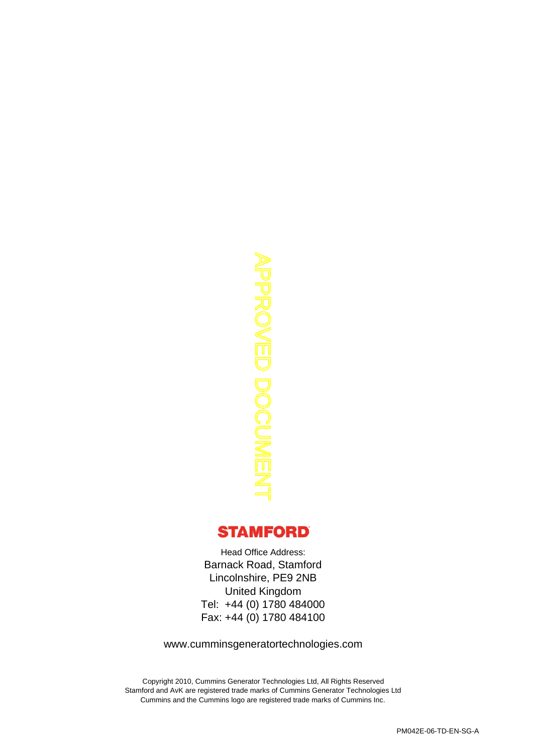APPROVED DOCUMENT

**STAMFORD**

Head Office Address:
Barnack Road, Stamford
Lincolnshire, PE9 2NB
United Kingdom
Tel: +44 (0) 1780 484000
Fax: +44 (0) 1780 484100

www.cumminsgeneratortechnologies.com

Copyright 2010, Cummins Generator Technologies Ltd, All Rights Reserved
Stamford and AvK are registered trade marks of Cummins Generator Technologies Ltd
Cummins and the Cummins logo are registered trade marks of Cummins Inc.

PM042E-06-TD-EN-SG-A